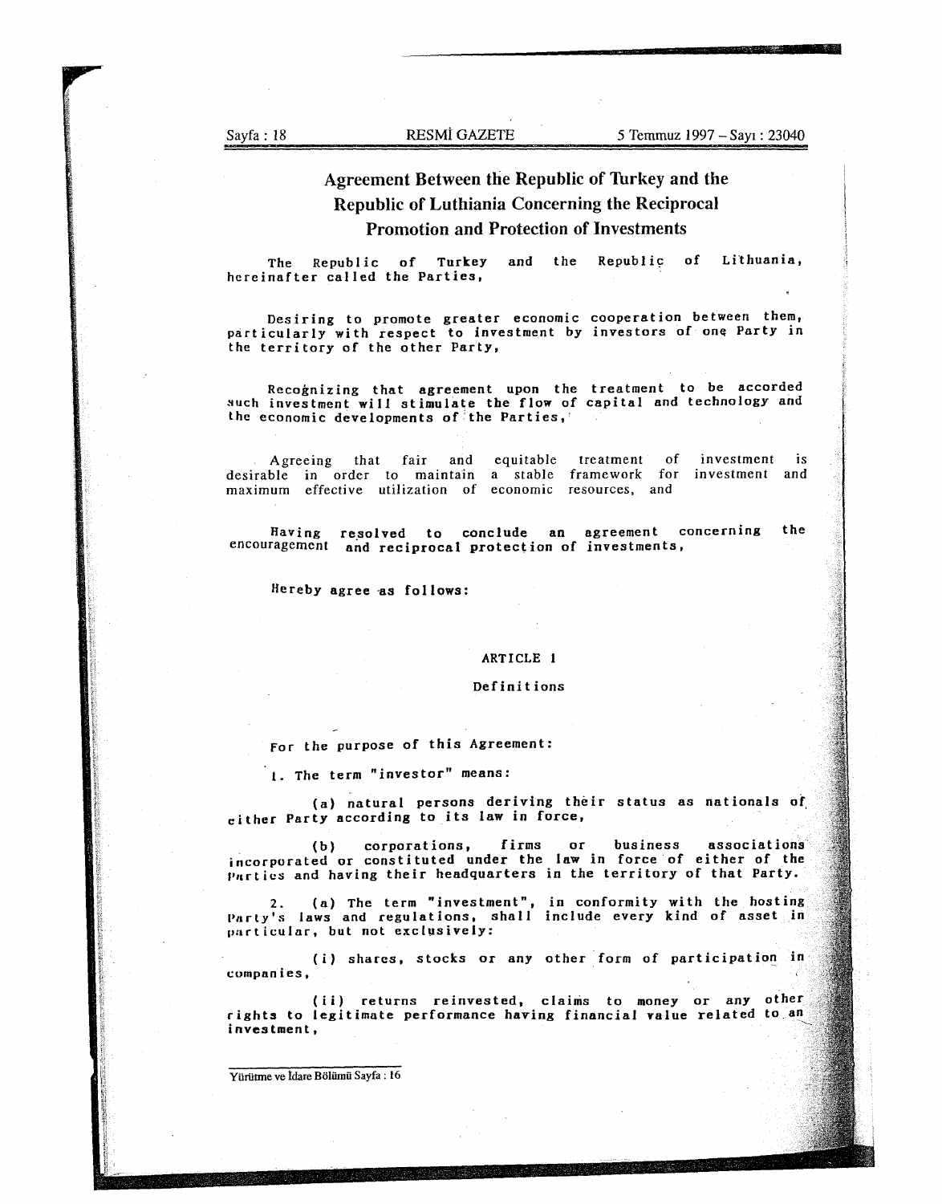# Agreement Between the Republic of Turkey and the Republic of Luthiania Concerning the Reciprocal Promotion and Protection of Investments

The Republic of Turkey and the Republic of Lithuania, hereinafter called the Parties,

Desiring to promote greater economic cooperation between them, particularly with respect to investment by investors of one Party in the territory of the other Party,

Recognizing that agreement upon the treatment to be accorded such investment will stimulate the flow of capital and technology and the economic developments of the Parties,

Agreeing that fair and equitable treatment of investment is desirable in order to maintain a stable framework for investment and maximum effective utilization of economic resources, and

Having resolved to conclude an agreement concerning the encouragement and reciprocal protection of investments,

Hereby agree as follows:

## ARTICLE 1

### Definitions

For the purpose of this Agreement:

1. The term "investor" means:

   (a) natural persons deriving their status as nationals of either Party according to its law in force,

   (b) corporations, firms or business associations incorporated or constituted under the law in force of either of the Parties and having their headquarters in the territory of that Party.

2. (a) The term "investment", in conformity with the hosting Party's laws and regulations, shall include every kind of asset in particular, but not exclusively:

   (i) shares, stocks or any other form of participation in companies,

   (ii) returns reinvested, claims to money or any other rights to legitimate performance having financial value related to an investment,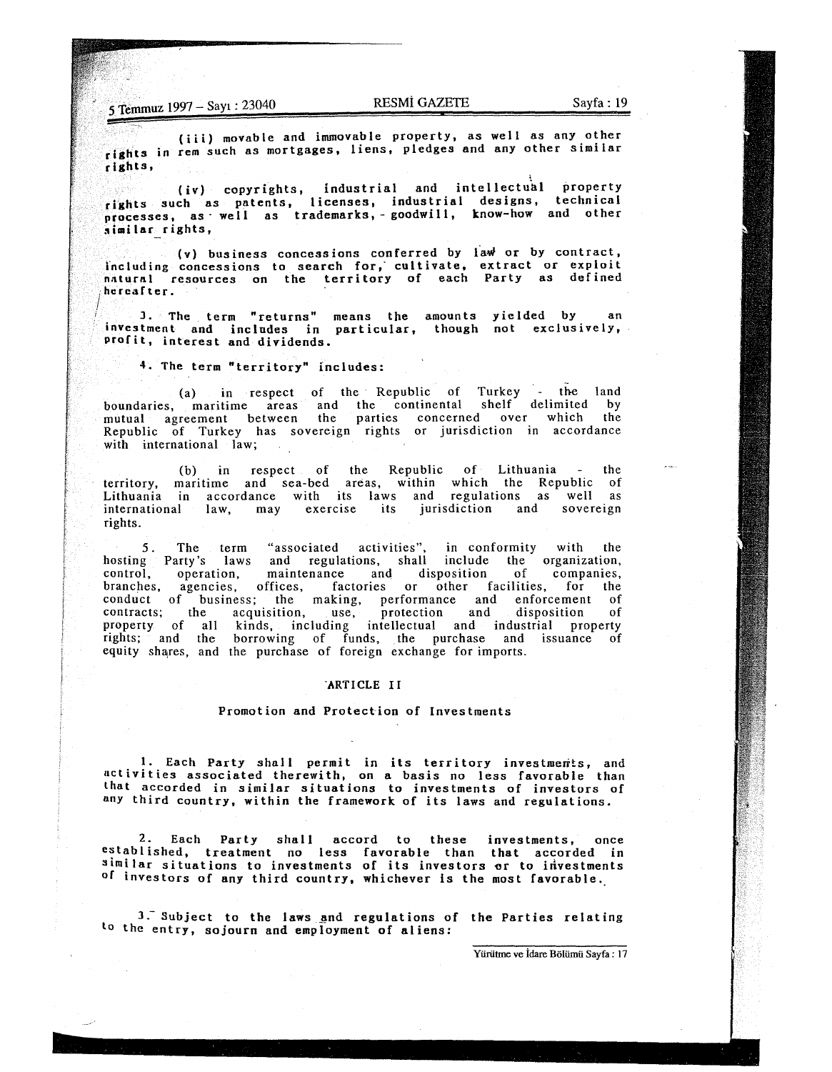(iii) movable and immovable property, as well as any other rights in rem such as mortgages, liens, pledges and any other similar rights,

(iv) copyrights, industrial and intellectual property rights such as patents, licenses, industrial designs, technical processes, as well as trademarks, goodwill, know-how and other similar rights,

(v) business concessions conferred by law or by contract, including concessions to search for, cultivate, extract or exploit natural resources on the territory of each Party as defined hereafter.

3. The term "returns" means the amounts yielded by an investment and includes in particular, though not exclusively, profit, interest and dividends.

4. The term "territory" includes:

(a) in respect of the Republic of Turkey - the land boundaries, maritime areas and the continental shelf delimited by mutual agreement between the parties concerned over which the Republic of Turkey has sovereign rights or jurisdiction in accordance with international law;

(b) in respect of the Republic of Lithuania - the territory, maritime and sea-bed areas, within which the Republic of Lithuania in accordance with its laws and regulations as well as international law, may exercise its jurisdiction and sovereign rights.

5. The term "associated activities", in conformity with the hosting Party's laws and regulations, shall include the organization, control, operation, maintenance and disposition of companies, branches, agencies, offices, factories or other facilities, for the conduct of business; the making, performance and enforcement of contracts; the acquisition, use, protection and disposition of property of all kinds, including intellectual and industrial property rights; and the borrowing of funds, the purchase and issuance of equity shares, and the purchase of foreign exchange for imports.

## ARTICLE II

### Promotion and Protection of Investments

1. Each Party shall permit in its territory investments, and activities associated therewith, on a basis no less favorable than that accorded in similar situations to investments of investors of any third country, within the framework of its laws and regulations.

2. Each Party shall accord to these investments, once established, treatment no less favorable than that accorded in similar situations to investments of its investors or to investments of investors of any third country, whichever is the most favorable.

3. Subject to the laws and regulations of the Parties relating to the entry, sojourn and employment of aliens: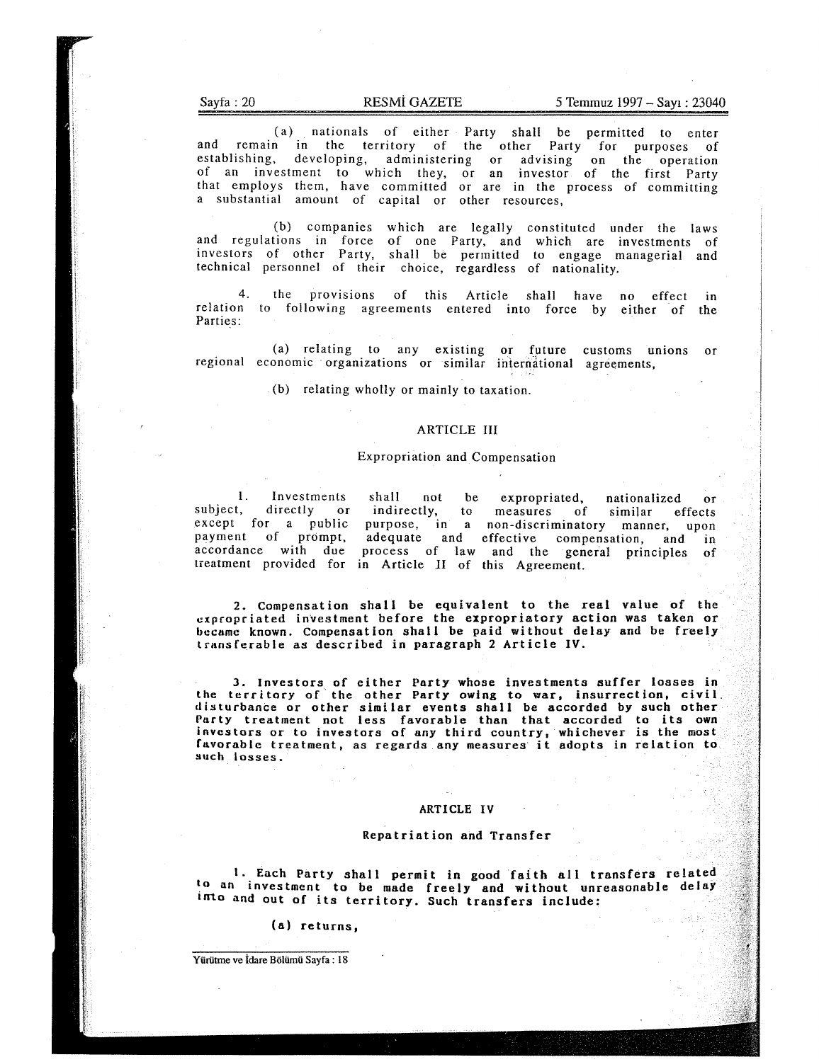(a) nationals of either Party shall be permitted to enter and remain in the territory of the other Party for purposes of establishing, developing, administering or advising on the operation of an investment to which they, or an investor of the first Party that employs them, have committed or are in the process of committing a substantial amount of capital or other resources,

(b) companies which are legally constituted under the laws and regulations in force of one Party, and which are investments of investors of other Party, shall be permitted to engage managerial and technical personnel of their choice, regardless of nationality.

4. the provisions of this Article shall have no effect in relation to following agreements entered into force by either of the Parties:

(a) relating to any existing or future customs unions or regional economic organizations or similar international agreements,

(b) relating wholly or mainly to taxation.

## ARTICLE III

### Expropriation and Compensation

1. Investments shall not be expropriated, nationalized or subject, directly or indirectly, to measures of similar effects except for a public purpose, in a non-discriminatory manner, upon payment of prompt, adequate and effective compensation, and in accordance with due process of law and the general principles of treatment provided for in Article II of this Agreement.

2. Compensation shall be equivalent to the real value of the expropriated investment before the expropriatory action was taken or became known. Compensation shall be paid without delay and be freely transferable as described in paragraph 2 Article IV.

3. Investors of either Party whose investments suffer losses in the territory of the other Party owing to war, insurrection, civil disturbance or other similar events shall be accorded by such other Party treatment not less favorable than that accorded to its own investors or to investors of any third country, whichever is the most favorable treatment, as regards any measures it adopts in relation to such losses.

## ARTICLE IV

### Repatriation and Transfer

1. Each Party shall permit in good faith all transfers related to an investment to be made freely and without unreasonable delay into and out of its territory. Such transfers include:

(a) returns,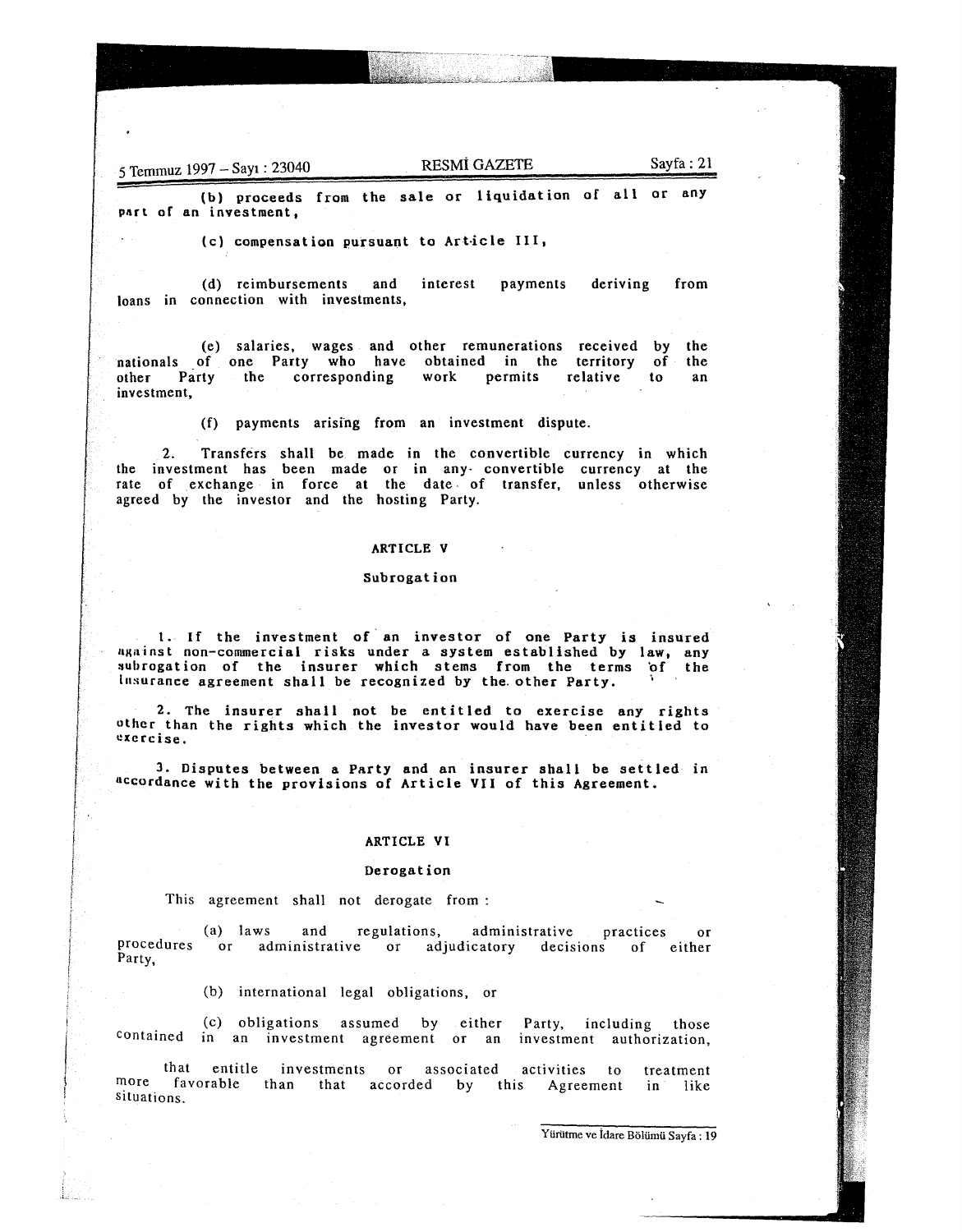(b) proceeds from the sale or liquidation of all or any part of an investment,

(c) compensation pursuant to Article III,

(d) reimbursements and interest payments deriving from loans in connection with investments,

(e) salaries, wages and other remunerations received by the nationals of one Party who have obtained in the territory of the other Party the corresponding work permits relative to an investment,

(f) payments arising from an investment dispute.

2. Transfers shall be made in the convertible currency in which the investment has been made or in any convertible currency at the rate of exchange in force at the date of transfer, unless otherwise agreed by the investor and the hosting Party.

## ARTICLE V

### Subrogation

1. If the investment of an investor of one Party is insured against non-commercial risks under a system established by law, any subrogation of the insurer which stems from the terms of the insurance agreement shall be recognized by the other Party.

2. The insurer shall not be entitled to exercise any rights other than the rights which the investor would have been entitled to exercise.

3. Disputes between a Party and an insurer shall be settled in accordance with the provisions of Article VII of this Agreement.

## ARTICLE VI

### Derogation

This agreement shall not derogate from :

(a) laws and regulations, administrative practices or procedures or administrative or adjudicatory decisions of either Party,

(b) international legal obligations, or

(c) obligations assumed by either Party, including those contained in an investment agreement or an investment authorization,

that entitle investments or associated activities to treatment more favorable than that accorded by this Agreement in like situations.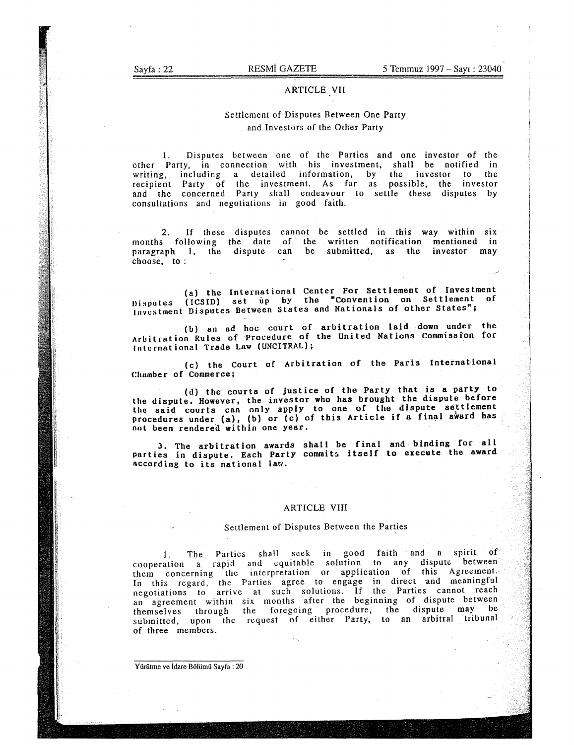## ARTICLE VII

### Settlement of Disputes Between One Party and Investors of the Other Party

1. Disputes between one of the Parties and one investor of the other Party, in connection with his investment, shall be notified in writing, including a detailed information, by the investor to the recipient Party of the investment. As far as possible, the investor and the concerned Party shall endeavour to settle these disputes by consultations and negotiations in good faith.

2. If these disputes cannot be settled in this way within six months following the date of the written notification mentioned in paragraph 1, the dispute can be submitted, as the investor may choose, to :

(a) the International Center For Settlement of Investment Disputes (ICSID) set up by the "Convention on Settlement of Investment Disputes Between States and Nationals of other States";

(b) an ad hoc court of arbitration laid down under the Arbitration Rules of Procedure of the United Nations Commission for International Trade Law (UNCITRAL);

(c) the Court of Arbitration of the Paris International Chamber of Commerce;

(d) the courts of justice of the Party that is a party to the dispute. However, the investor who has brought the dispute before the said courts can only apply to one of the dispute settlement procedures under (a), (b) or (c) of this Article if a final award has not been rendered within one year.

3. The arbitration awards shall be final and binding for all parties in dispute. Each Party commits itself to execute the award according to its national law.

## ARTICLE VIII

### Settlement of Disputes Between the Parties

1. The Parties shall seek in good faith and a spirit of cooperation a rapid and equitable solution to any dispute between them concerning the interpretation or application of this Agreement. In this regard, the Parties agree to engage in direct and meaningful negotiations to arrive at such solutions. If the Parties cannot reach an agreement within six months after the beginning of dispute between themselves through the foregoing procedure, the dispute may be submitted, upon the request of either Party, to an arbitral tribunal of three members.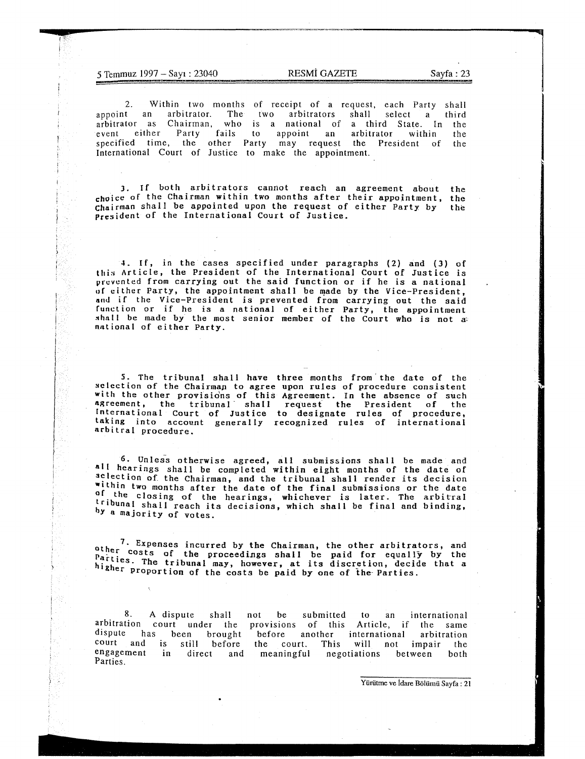2. Within two months of receipt of a request, each Party shall appoint an arbitrator. The two arbitrators shall select a third arbitrator as Chairman, who is a national of a third State. In the event either Party fails to appoint an arbitrator within the specified time, the other Party may request the President of the International Court of Justice to make the appointment.

3. If both arbitrators cannot reach an agreement about the choice of the Chairman within two months after their appointment, the Chairman shall be appointed upon the request of either Party by the President of the International Court of Justice.

4. If, in the cases specified under paragraphs (2) and (3) of this Article, the President of the International Court of Justice is prevented from carrying out the said function or if he is a national of either Party, the appointment shall be made by the Vice-President, and if the Vice-President is prevented from carrying out the said function or if he is a national of either Party, the appointment shall be made by the most senior member of the Court who is not a national of either Party.

5. The tribunal shall have three months from the date of the selection of the Chairman to agree upon rules of procedure consistent with the other provisions of this Agreement. In the absence of such agreement, the tribunal shall request the President of the International Court of Justice to designate rules of procedure, taking into account generally recognized rules of international arbitral procedure.

6. Unless otherwise agreed, all submissions shall be made and all hearings shall be completed within eight months of the date of selection of the Chairman, and the tribunal shall render its decision within two months after the date of the final submissions or the date of the closing of the hearings, whichever is later. The arbitral tribunal shall reach its decisions, which shall be final and binding, by a majority of votes.

7. Expenses incurred by the Chairman, the other arbitrators, and other costs of the proceedings shall be paid for equally by the Parties. The tribunal may, however, at its discretion, decide that a higher proportion of the costs be paid by one of the Parties.

8. A dispute shall not be submitted to an international arbitration court under the provisions of this Article, if the same dispute has been brought before another international arbitration court and is still before the court. This will not impair the engagement in direct and meaningful negotiations between both Parties.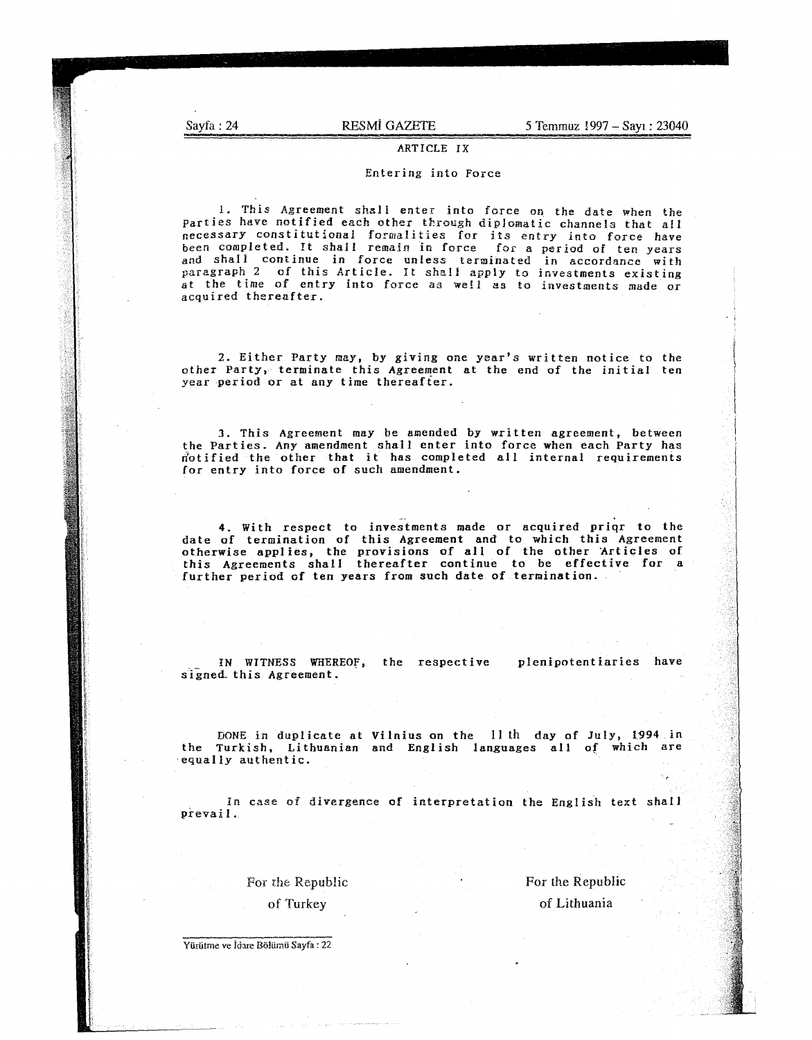## ARTICLE IX

### Entering into Force

1. This Agreement shall enter into force on the date when the Parties have notified each other through diplomatic channels that all necessary constitutional formalities for its entry into force have been completed. It shall remain in force for a period of ten years and shall continue in force unless terminated in accordance with paragraph 2 of this Article. It shall apply to investments existing at the time of entry into force as well as to investments made or acquired thereafter.

2. Either Party may, by giving one year's written notice to the other Party, terminate this Agreement at the end of the initial ten year period or at any time thereafter.

3. This Agreement may be amended by written agreement, between the Parties. Any amendment shall enter into force when each Party has notified the other that it has completed all internal requirements for entry into force of such amendment.

4. With respect to investments made or acquired priqr to the date of termination of this Agreement and to which this Agreement otherwise applies, the provisions of all of the other Articles of this Agreements shall thereafter continue to be effective for a further period of ten years from such date of termination.

IN WITNESS WHEREOF, the respective plenipotentiaries have signed this Agreement.

DONE in duplicate at Vilnius on the 11 th day of July, 1994 in the Turkish, Lithuanian and English languages all of which are equally authentic.

In case of divergence of interpretation the English text shall prevail.

| | |
|---|---|
| For the Republic of Turkey | For the Republic of Lithuania |